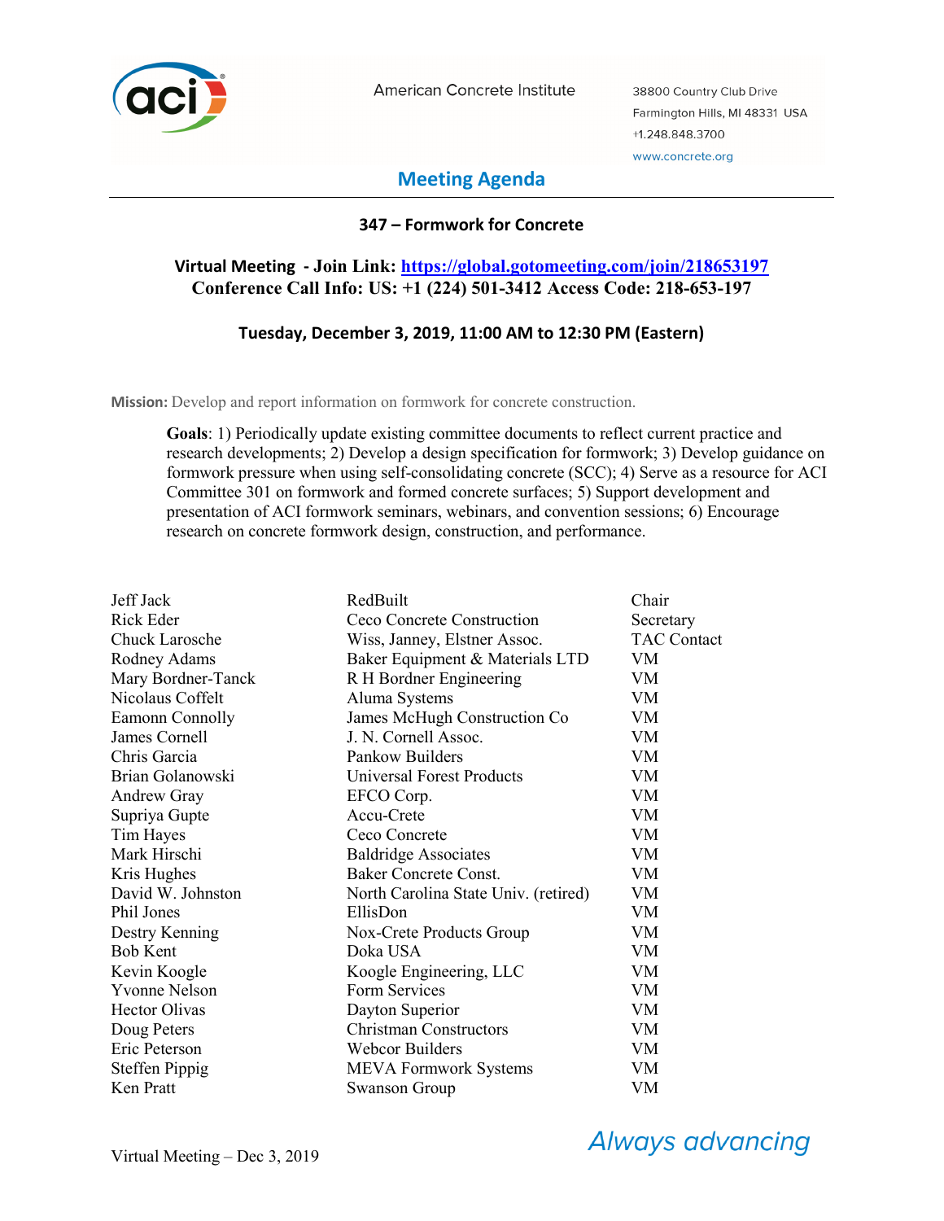American Concrete Institute

38800 Country Club Drive
Farmington Hills, MI 48331 USA
+1.248.848.3700
www.concrete.org

# Meeting Agenda

## 347 – Formwork for Concrete

**Virtual Meeting - Join Link: https://global.gotomeeting.com/join/218653197**
**Conference Call Info: US: +1 (224) 501-3412 Access Code: 218-653-197**

**Tuesday, December 3, 2019, 11:00 AM to 12:30 PM (Eastern)**

**Mission:** Develop and report information on formwork for concrete construction.

**Goals**: 1) Periodically update existing committee documents to reflect current practice and research developments; 2) Develop a design specification for formwork; 3) Develop guidance on formwork pressure when using self-consolidating concrete (SCC); 4) Serve as a resource for ACI Committee 301 on formwork and formed concrete surfaces; 5) Support development and presentation of ACI formwork seminars, webinars, and convention sessions; 6) Encourage research on concrete formwork design, construction, and performance.

| Name | Affiliation | Role |
|---|---|---|
| Jeff Jack | RedBuilt | Chair |
| Rick Eder | Ceco Concrete Construction | Secretary |
| Chuck Larosche | Wiss, Janney, Elstner Assoc. | TAC Contact |
| Rodney Adams | Baker Equipment & Materials LTD | VM |
| Mary Bordner-Tanck | R H Bordner Engineering | VM |
| Nicolaus Coffelt | Aluma Systems | VM |
| Eamonn Connolly | James McHugh Construction Co | VM |
| James Cornell | J. N. Cornell Assoc. | VM |
| Chris Garcia | Pankow Builders | VM |
| Brian Golanowski | Universal Forest Products | VM |
| Andrew Gray | EFCO Corp. | VM |
| Supriya Gupte | Accu-Crete | VM |
| Tim Hayes | Ceco Concrete | VM |
| Mark Hirschi | Baldridge Associates | VM |
| Kris Hughes | Baker Concrete Const. | VM |
| David W. Johnston | North Carolina State Univ. (retired) | VM |
| Phil Jones | EllisDon | VM |
| Destry Kenning | Nox-Crete Products Group | VM |
| Bob Kent | Doka USA | VM |
| Kevin Koogle | Koogle Engineering, LLC | VM |
| Yvonne Nelson | Form Services | VM |
| Hector Olivas | Dayton Superior | VM |
| Doug Peters | Christman Constructors | VM |
| Eric Peterson | Webcor Builders | VM |
| Steffen Pippig | MEVA Formwork Systems | VM |
| Ken Pratt | Swanson Group | VM |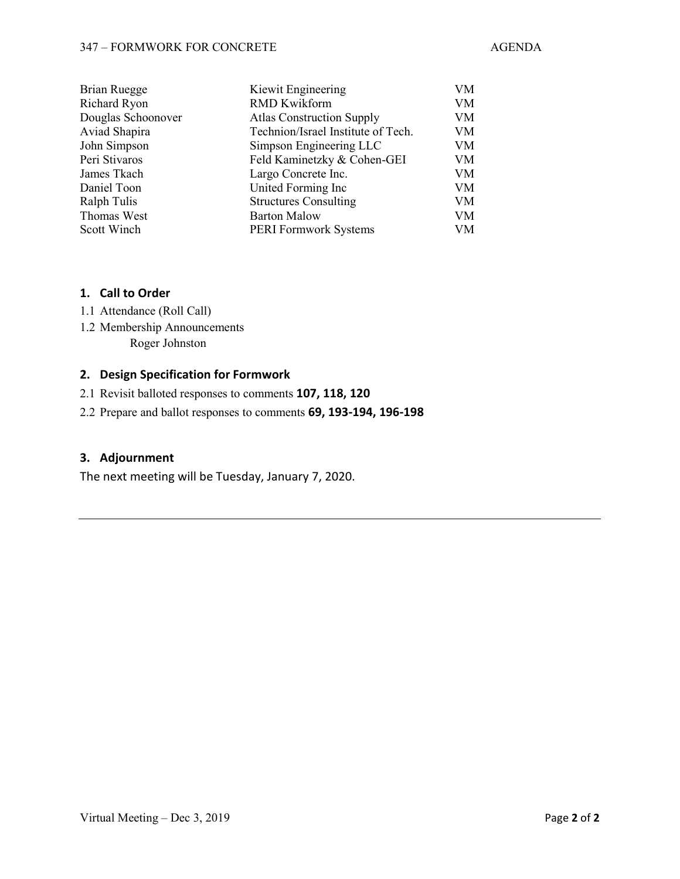| | | |
|---|---|---|
| Brian Ruegge | Kiewit Engineering | VM |
| Richard Ryon | RMD Kwikform | VM |
| Douglas Schoonover | Atlas Construction Supply | VM |
| Aviad Shapira | Technion/Israel Institute of Tech. | VM |
| John Simpson | Simpson Engineering LLC | VM |
| Peri Stivaros | Feld Kaminetzky & Cohen-GEI | VM |
| James Tkach | Largo Concrete Inc. | VM |
| Daniel Toon | United Forming Inc | VM |
| Ralph Tulis | Structures Consulting | VM |
| Thomas West | Barton Malow | VM |
| Scott Winch | PERI Formwork Systems | VM |

## 1. Call to Order

1.1 Attendance (Roll Call)

1.2 Membership Announcements

Roger Johnston

## 2. Design Specification for Formwork

2.1 Revisit balloted responses to comments **107, 118, 120**

2.2 Prepare and ballot responses to comments **69, 193-194, 196-198**

## 3. Adjournment

The next meeting will be Tuesday, January 7, 2020.